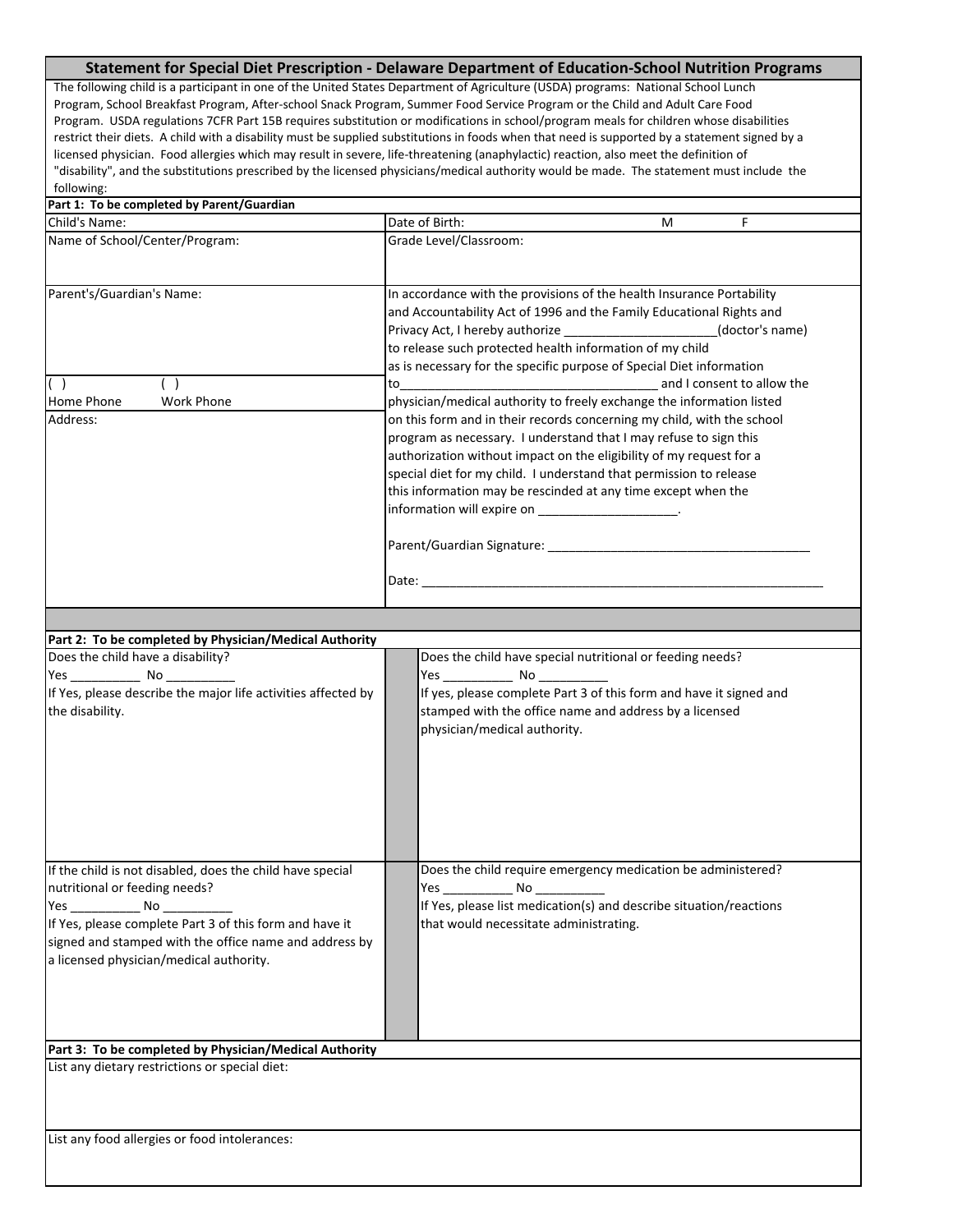# Statement for Special Diet Prescription - Delaware Department of Education-School Nutrition Programs

The following child is a participant in one of the United States Department of Agriculture (USDA) programs: National School Lunch Program, School Breakfast Program, After-school Snack Program, Summer Food Service Program or the Child and Adult Care Food Program. USDA regulations 7CFR Part 15B requires substitution or modifications in school/program meals for children whose disabilities restrict their diets. A child with a disability must be supplied substitutions in foods when that need is supported by a statement signed by a licensed physician. Food allergies which may result in severe, life-threatening (anaphylactic) reaction, also meet the definition of "disability", and the substitutions prescribed by the licensed physicians/medical authority would be made. The statement must include the following:

**Part 1: To be completed by Parent/Guardian**

Child's Name:

Date of Birth: M F

Name of School/Center/Program:

Grade Level/Classroom:

Parent's/Guardian's Name:

( ) ( )
Home Phone Work Phone

Address:

In accordance with the provisions of the health Insurance Portability and Accountability Act of 1996 and the Family Educational Rights and Privacy Act, I hereby authorize ______________________(doctor's name) to release such protected health information of my child as is necessary for the specific purpose of Special Diet information to____________________________________ and I consent to allow the physician/medical authority to freely exchange the information listed on this form and in their records concerning my child, with the school program as necessary. I understand that I may refuse to sign this authorization without impact on the eligibility of my request for a special diet for my child. I understand that permission to release this information may be rescinded at any time except when the information will expire on ___________________.

Parent/Guardian Signature: ______________________________________

Date: ___________________________________________________________

**Part 2: To be completed by Physician/Medical Authority**

Does the child have a disability?
Yes __________ No __________
If Yes, please describe the major life activities affected by the disability.

Does the child have special nutritional or feeding needs?
Yes __________ No __________
If Yes, please complete Part 3 of this form and have it signed and stamped with the office name and address by a licensed physician/medical authority.

If the child is not disabled, does the child have special nutritional or feeding needs?
Yes __________ No __________
If Yes, please complete Part 3 of this form and have it signed and stamped with the office name and address by a licensed physician/medical authority.

Does the child require emergency medication be administered?
Yes __________ No __________
If Yes, please list medication(s) and describe situation/reactions that would necessitate administrating.

**Part 3: To be completed by Physician/Medical Authority**

List any dietary restrictions or special diet:

List any food allergies or food intolerances: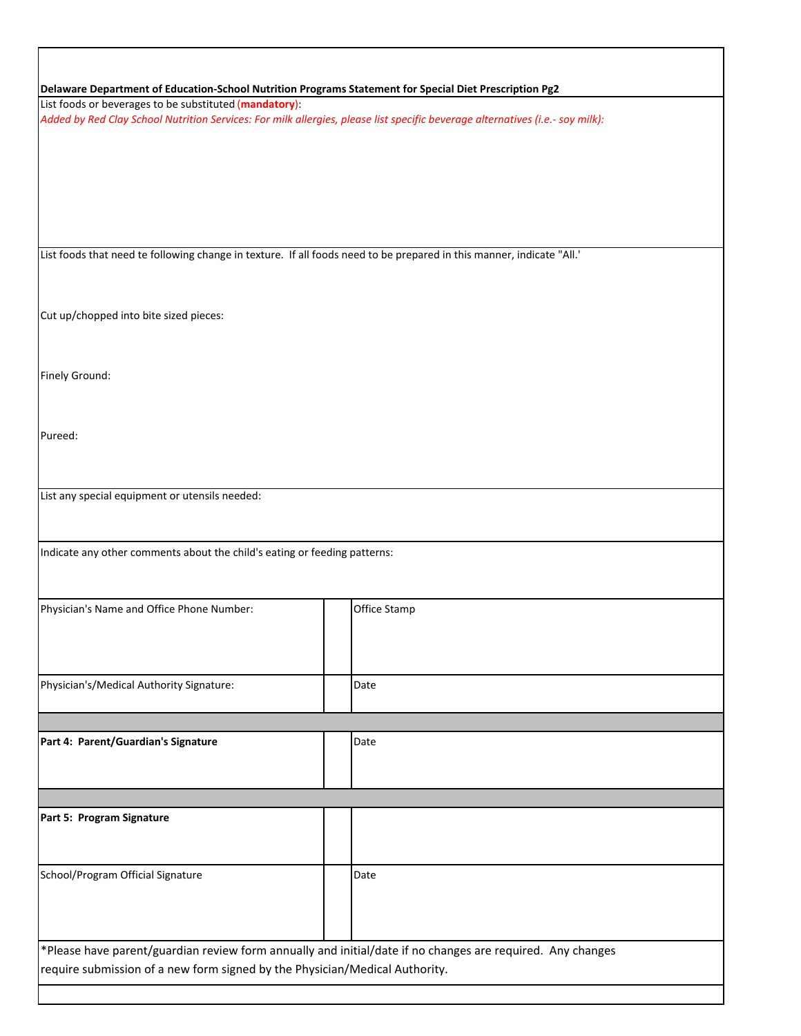**Delaware Department of Education-School Nutrition Programs Statement for Special Diet Prescription Pg2**

List foods or beverages to be substituted (**mandatory**):

*Added by Red Clay School Nutrition Services: For milk allergies, please list specific beverage alternatives (i.e.- soy milk):*

List foods that need te following change in texture. If all foods need to be prepared in this manner, indicate "All.'

Cut up/chopped into bite sized pieces:

Finely Ground:

Pureed:

List any special equipment or utensils needed:

Indicate any other comments about the child's eating or feeding patterns:

| | | |
|---|---|---|
| Physician's Name and Office Phone Number: | | Office Stamp |
| Physician's/Medical Authority Signature: | | Date |
| **Part 4: Parent/Guardian's Signature** | | Date |
| **Part 5: Program Signature** | | |
| School/Program Official Signature | | Date |

*Please have parent/guardian review form annually and initial/date if no changes are required. Any changes require submission of a new form signed by the Physician/Medical Authority.